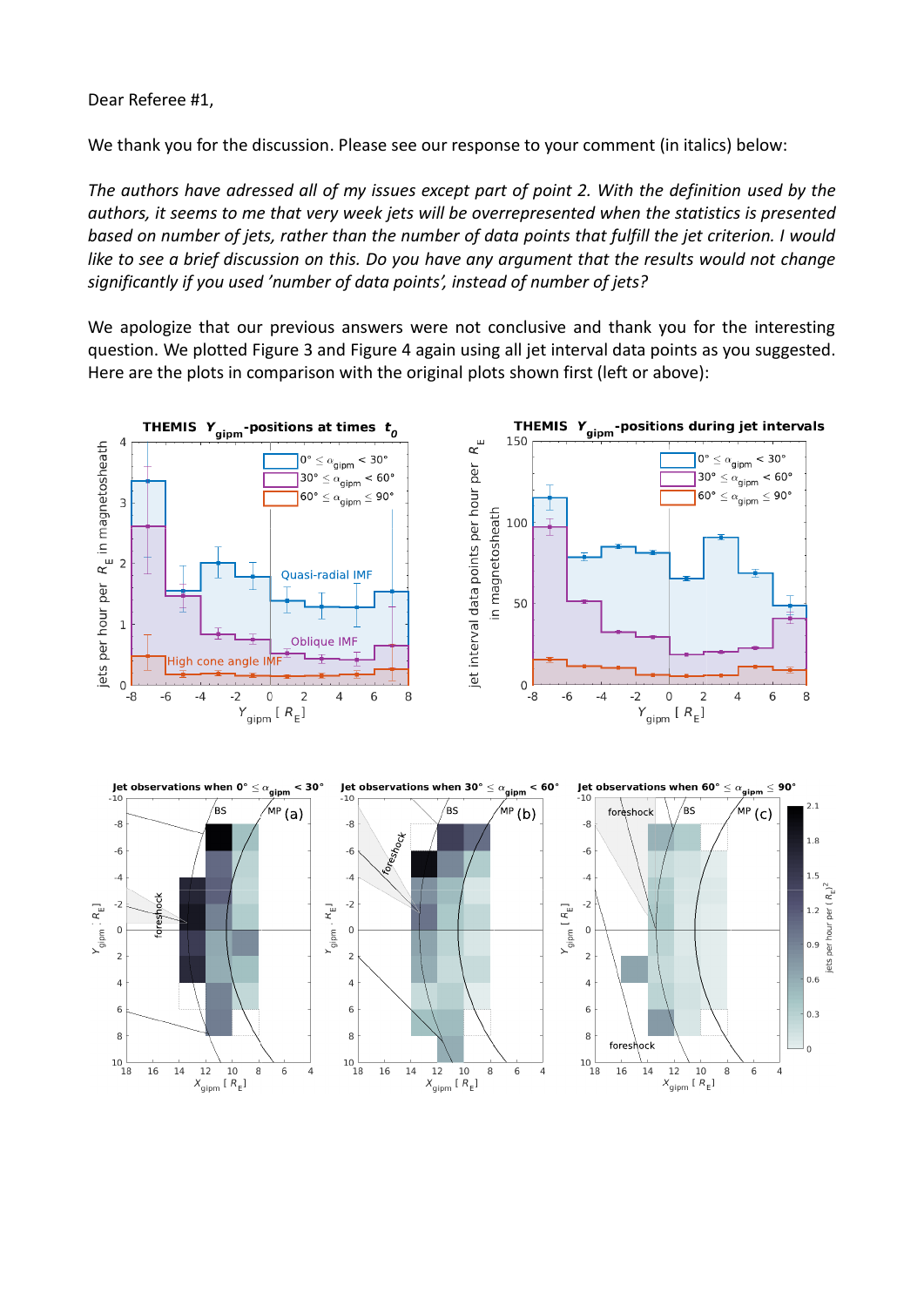Dear Referee #1,

We thank you for the discussion. Please see our response to your comment (in italics) below:

*The authors have adressed all of my issues except part of point 2. With the definition used by the authors, it seems to me that very week jets will be overrepresented when the statistics is presented based on number of jets, rather than the number of data points that fulfill the jet criterion. I would like to see a brief discussion on this. Do you have any argument that the results would not change significantly if you used 'number of data points', instead of number of jets?*

We apologize that our previous answers were not conclusive and thank you for the interesting question. We plotted Figure 3 and Figure 4 again using all jet interval data points as you suggested. Here are the plots in comparison with the original plots shown first (left or above):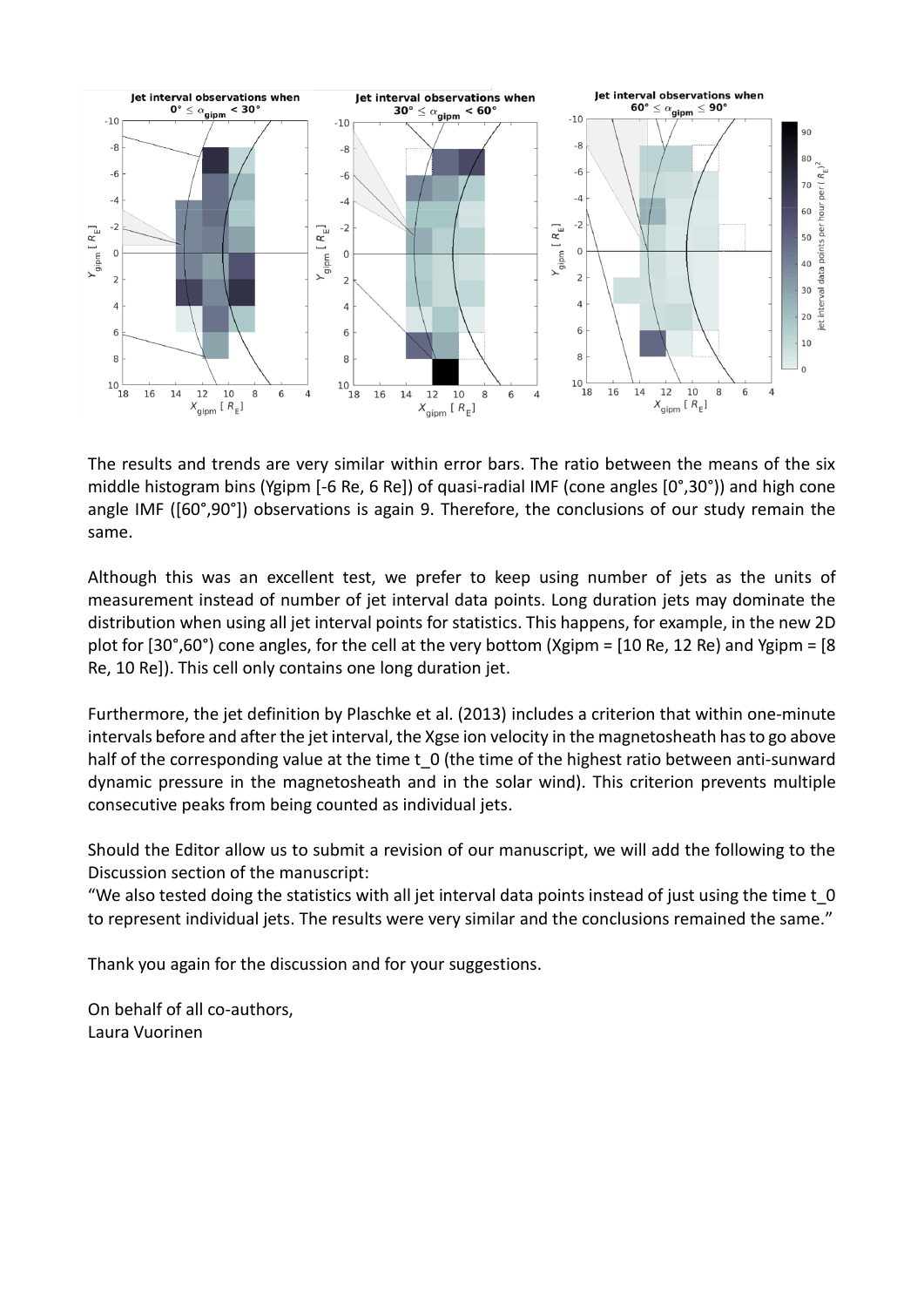Jet interval observations when $0° \leq \alpha_{gipm} < 30°$

Jet interval observations when $30° \leq \alpha_{gipm} < 60°$

Jet interval observations when $60° \leq \alpha_{gipm} \leq 90°$

$Y_{gipm}$ [$R_E$]

$X_{gipm}$ [$R_E$]

jet interval data points per hour per ($R_E$)$^2$

The results and trends are very similar within error bars. The ratio between the means of the six middle histogram bins (Ygipm [-6 Re, 6 Re]) of quasi-radial IMF (cone angles [0°,30°)) and high cone angle IMF ([60°,90°]) observations is again 9. Therefore, the conclusions of our study remain the same.

Although this was an excellent test, we prefer to keep using number of jets as the units of measurement instead of number of jet interval data points. Long duration jets may dominate the distribution when using all jet interval points for statistics. This happens, for example, in the new 2D plot for [30°,60°) cone angles, for the cell at the very bottom (Xgipm = [10 Re, 12 Re) and Ygipm = [8 Re, 10 Re]). This cell only contains one long duration jet.

Furthermore, the jet definition by Plaschke et al. (2013) includes a criterion that within one-minute intervals before and after the jet interval, the Xgse ion velocity in the magnetosheath has to go above half of the corresponding value at the time t_0 (the time of the highest ratio between anti-sunward dynamic pressure in the magnetosheath and in the solar wind). This criterion prevents multiple consecutive peaks from being counted as individual jets.

Should the Editor allow us to submit a revision of our manuscript, we will add the following to the Discussion section of the manuscript:
"We also tested doing the statistics with all jet interval data points instead of just using the time t_0 to represent individual jets. The results were very similar and the conclusions remained the same."

Thank you again for the discussion and for your suggestions.

On behalf of all co-authors,
Laura Vuorinen